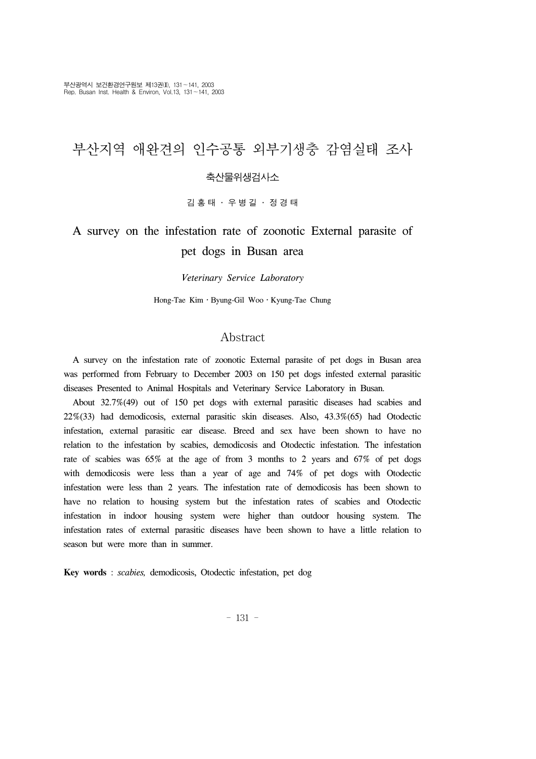# 부산지역 애완견의 인수공통 외부기생충 감염실태 조사

축산물위생검사소

김 홍 태 · 우 병 길 · 정 경 태

# A survey on the infestation rate of zoonotic External parasite of pet dogs in Busan area

*Veterinary Service Laboratory*

Hong-Tae Kim · Byung-Gil Woo · Kyung-Tae Chung

## Abstract

A survey on the infestation rate of zoonotic External parasite of pet dogs in Busan area was performed from February to December 2003 on 150 pet dogs infested external parasitic diseases Presented to Animal Hospitals and Veterinary Service Laboratory in Busan.

About 32.7%(49) out of 150 pet dogs with external parasitic diseases had scabies and 22%(33) had demodicosis, external parasitic skin diseases. Also, 43.3%(65) had Otodectic infestation, external parasitic ear disease. Breed and sex have been shown to have no relation to the infestation by scabies, demodicosis and Otodectic infestation. The infestation rate of scabies was 65% at the age of from 3 months to 2 years and 67% of pet dogs with demodicosis were less than a year of age and 74% of pet dogs with Otodectic infestation were less than 2 years. The infestation rate of demodicosis has been shown to have no relation to housing system but the infestation rates of scabies and Otodectic infestation in indoor housing system were higher than outdoor housing system. The infestation rates of external parasitic diseases have been shown to have a little relation to season but were more than in summer.

**Key words** : *scabies,* demodicosis, Otodectic infestation, pet dog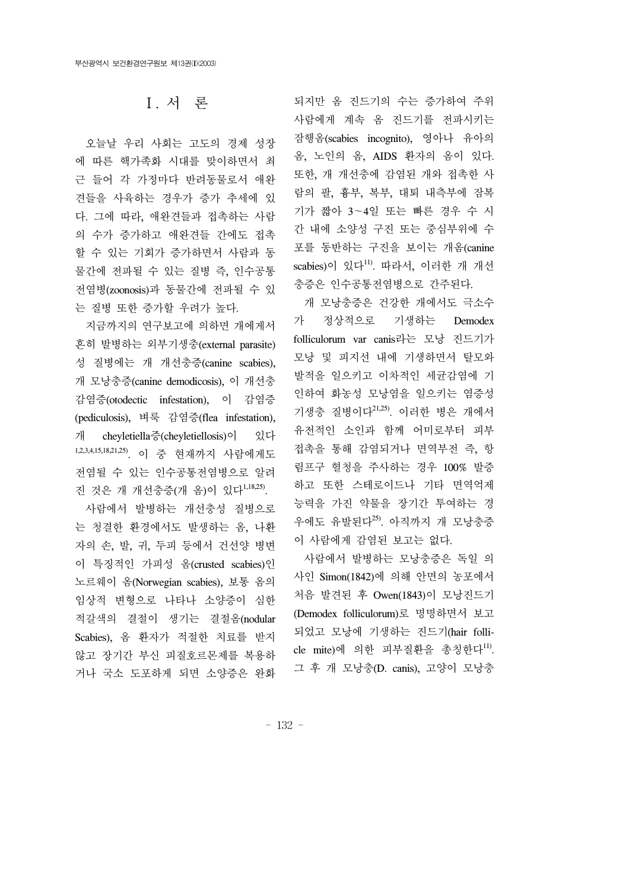# Ⅰ. 서 론

오늘날 우리 사회는 고도의 경제 성장에 따른 핵가족화 시대를 맞이하면서 최근 들어 각 가정마다 반려동물로서 애완견들을 사육하는 경우가 증가 추세에 있다. 그에 따라, 애완견들과 접촉하는 사람의 수가 증가하고 애완견들 간에도 접촉할 수 있는 기회가 증가하면서 사람과 동물간에 전파될 수 있는 질병 즉, 인수공통전염병(zoonosis)과 동물간에 전파될 수 있는 질병 또한 증가할 우려가 높다.

지금까지의 연구보고에 의하면 개에게서 흔히 발병하는 외부기생충(external parasite)성 질병에는 개 개선충증(canine scabies), 개 모낭충증(canine demodicosis), 이 개선충 감염증(otodectic infestation), 이 감염증(pediculosis), 벼룩 감염증(flea infestation), 개 cheyletiella증(cheyletiellosis)이 있다[1,2,3,4,15,18,21,25]. 이 중 현재까지 사람에게도 전염될 수 있는 인수공통전염병으로 알려진 것은 개 개선충증(개 옴)이 있다[1,18,25].

사람에서 발병하는 개선충성 질병으로는 청결한 환경에서도 발생하는 옴, 나환자의 손, 발, 귀, 두피 등에서 건선양 병변이 특징적인 가피성 옴(crusted scabies)인 노르웨이 옴(Norwegian scabies), 보통 옴의 임상적 변형으로 나타나 소양증이 심한 적갈색의 결절이 생기는 결절옴(nodular Scabies), 옴 환자가 적절한 치료를 받지 않고 장기간 부신 피질호르몬제를 복용하거나 국소 도포하게 되면 소양증은 완화되지만 옴 진드기의 수는 증가하여 주위 사람에게 계속 옴 진드기를 전파시키는 잠행옴(scabies incognito), 영아나 유아의 옴, 노인의 옴, AIDS 환자의 옴이 있다. 또한, 개 개선충에 감염된 개와 접촉한 사람의 팔, 흉부, 복부, 대퇴 내측부에 잠복기가 짧아 3~4일 또는 빠른 경우 수 시간 내에 소양성 구진 또는 중심부위에 수포를 동반하는 구진을 보이는 개옴(canine scabies)이 있다[11]. 따라서, 이러한 개 개선충증은 인수공통전염병으로 간주된다.

개 모낭충증은 건강한 개에서도 극소수가 정상적으로 기생하는 Demodex folliculorum var canis라는 모낭 진드기가 모낭 및 피지선 내에 기생하면서 탈모와 발적을 일으키고 이차적인 세균감염에 기인하여 화농성 모낭염을 일으키는 염증성 기생충 질병이다[21,25]. 이러한 병은 개에서 유전적인 소인과 함께 어미로부터 피부접촉을 통해 감염되거나 면역부전 즉, 항림프구 혈청을 주사하는 경우 100% 발증하고 또한 스테로이드나 기타 면역억제 능력을 가진 약물을 장기간 투여하는 경우에도 유발된다[25]. 아직까지 개 모낭충증이 사람에게 감염된 보고는 없다.

사람에서 발병하는 모낭충증은 독일 의사인 Simon(1842)에 의해 안면의 농포에서 처음 발견된 후 Owen(1843)이 모낭진드기(Demodex folliculorum)로 명명하면서 보고되었고 모낭에 기생하는 진드기(hair follicle mite)에 의한 피부질환을 총칭한다[11]. 그 후 개 모낭충(D. canis), 고양이 모낭충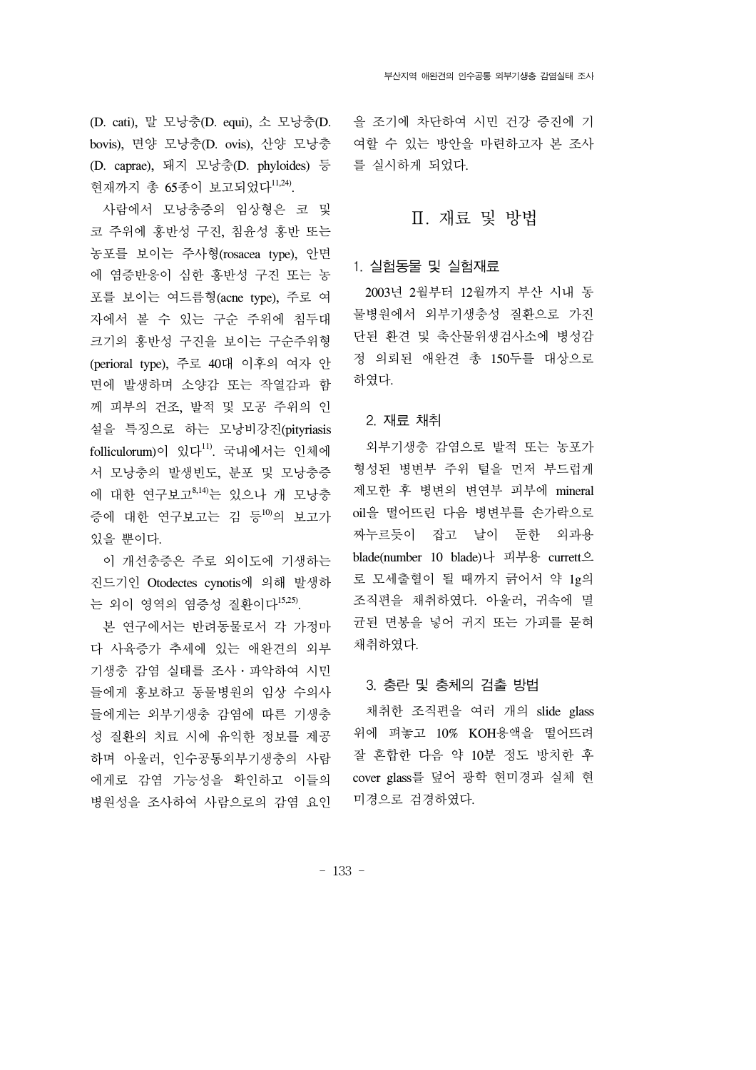(D. cati), 말 모낭충(D. equi), 소 모낭충(D. bovis), 면양 모낭충(D. ovis), 산양 모낭충(D. caprae), 돼지 모낭충(D. phyloides) 등 현재까지 총 65종이 보고되었다[11,24].

사람에서 모낭충증의 임상형은 코 및 코 주위에 홍반성 구진, 침윤성 홍반 또는 농포를 보이는 주사형(rosacea type), 안면에 염증반응이 심한 홍반성 구진 또는 농포를 보이는 여드름형(acne type), 주로 여자에서 볼 수 있는 구순 주위에 침두대 크기의 홍반성 구진을 보이는 구순주위형(perioral type), 주로 40대 이후의 여자 안면에 발생하며 소양감 또는 작열감과 함께 피부의 건조, 발적 및 모공 주위의 인설을 특징으로 하는 모낭비강진(pityriasis folliculorum)이 있다[11]. 국내에서는 인체에서 모낭충의 발생빈도, 분포 및 모낭충증에 대한 연구보고[8,14]는 있으나 개 모낭충증에 대한 연구보고는 김 등[10]의 보고가 있을 뿐이다.

이 개선충증은 주로 외이도에 기생하는 진드기인 Otodectes cynotis에 의해 발생하는 외이 영역의 염증성 질환이다[15,25].

본 연구에서는 반려동물로서 각 가정마다 사육증가 추세에 있는 애완견의 외부기생충 감염 실태를 조사・파악하여 시민들에게 홍보하고 동물병원의 임상 수의사들에게는 외부기생충 감염에 따른 기생충성 질환의 치료 시에 유익한 정보를 제공하며 아울러, 인수공통외부기생충의 사람에게로 감염 가능성을 확인하고 이들의 병원성을 조사하여 사람으로의 감염 요인을 조기에 차단하여 시민 건강 증진에 기여할 수 있는 방안을 마련하고자 본 조사를 실시하게 되었다.

# Ⅱ. 재료 및 방법

## 1. 실험동물 및 실험재료

2003년 2월부터 12월까지 부산 시내 동물병원에서 외부기생충성 질환으로 가진 단된 환견 및 축산물위생검사소에 병성감정 의뢰된 애완견 총 150두를 대상으로 하였다.

## 2. 재료 채취

외부기생충 감염으로 발적 또는 농포가 형성된 병변부 주위 털을 먼저 부드럽게 제모한 후 병변의 변연부 피부에 mineral oil을 떨어뜨린 다음 병변부를 손가락으로 짜누르듯이 잡고 날이 둔한 외과용 blade(number 10 blade)나 피부용 currett으로 모세출혈이 될 때까지 긁어서 약 1g의 조직편을 채취하였다. 아울러, 귀속에 멸균된 면봉을 넣어 귀지 또는 가피를 묻혀 채취하였다.

## 3. 충란 및 충체의 검출 방법

채취한 조직편을 여러 개의 slide glass 위에 펴놓고 10% KOH용액을 떨어뜨려 잘 혼합한 다음 약 10분 정도 방치한 후 cover glass를 덮어 광학 현미경과 실체 현미경으로 검경하였다.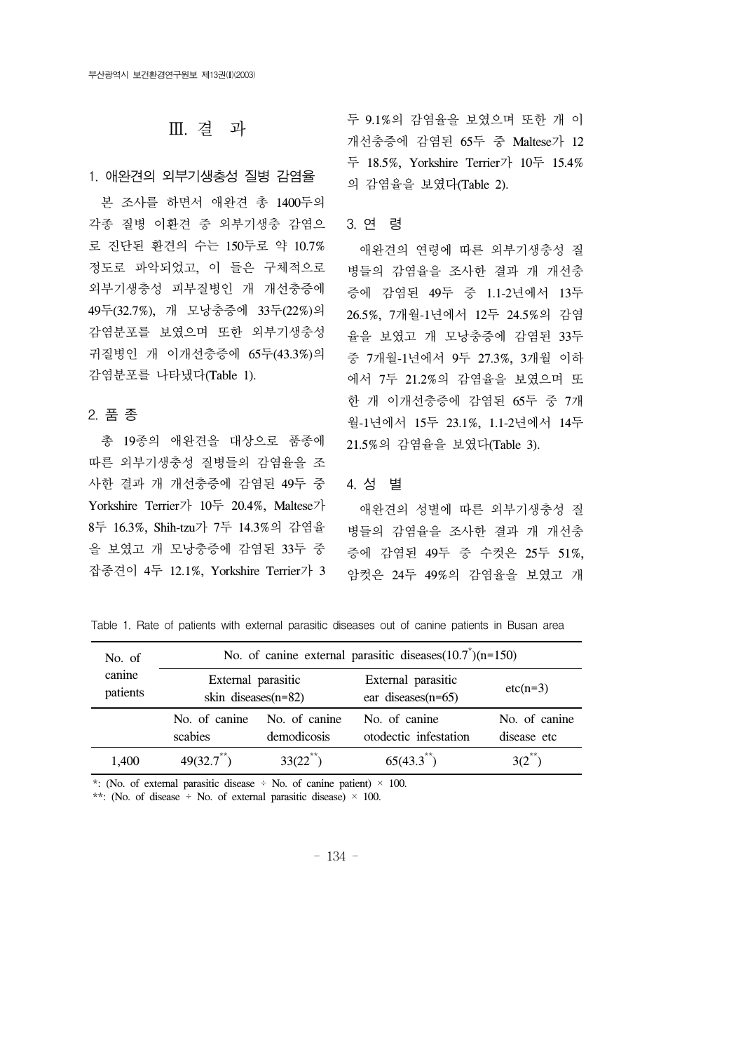# Ⅲ. 결 과

## 1. 애완견의 외부기생충성 질병 감염율

본 조사를 하면서 애완견 총 1400두의 각종 질병 이환견 중 외부기생충 감염으로 진단된 환견의 수는 150두로 약 10.7% 정도로 파악되었고, 이 들은 구체적으로 외부기생충성 피부질병인 개 개선충증에 49두(32.7%), 개 모낭충증에 33두(22%)의 감염분포를 보였으며 또한 외부기생충성 귀질병인 개 이개선충증에 65두(43.3%)의 감염분포를 나타냈다(Table 1).

## 2. 품 종

총 19종의 애완견을 대상으로 품종에 따른 외부기생충성 질병들의 감염율을 조사한 결과 개 개선충증에 감염된 49두 중 Yorkshire Terrier가 10두 20.4%, Maltese가 8두 16.3%, Shih-tzu가 7두 14.3%의 감염율을 보였고 개 모낭충증에 감염된 33두 중 잡종견이 4두 12.1%, Yorkshire Terrier가 3두 9.1%의 감염율을 보였으며 또한 개 이개선충증에 감염된 65두 중 Maltese가 12두 18.5%, Yorkshire Terrier가 10두 15.4%의 감염율을 보였다(Table 2).

## 3. 연 령

애완견의 연령에 따른 외부기생충성 질병들의 감염율을 조사한 결과 개 개선충증에 감염된 49두 중 1.1-2년에서 13두 26.5%, 7개월-1년에서 12두 24.5%의 감염율을 보였고 개 모낭충증에 감염된 33두 중 7개월-1년에서 9두 27.3%, 3개월 이하에서 7두 21.2%의 감염율을 보였으며 또한 개 이개선충증에 감염된 65두 중 7개월-1년에서 15두 23.1%, 1.1-2년에서 14두 21.5%의 감염율을 보였다(Table 3).

## 4. 성 별

애완견의 성별에 따른 외부기생충성 질병들의 감염율을 조사한 결과 개 개선충증에 감염된 49두 중 수컷은 25두 51%, 암컷은 24두 49%의 감염율을 보였고 개

Table 1. Rate of patients with external parasitic diseases out of canine patients in Busan area

| No. of canine patients | No. of canine external parasitic diseases(10.7*)(n=150) | | | |
|---|---|---|---|---|
| | External parasitic skin diseases(n=82) | | External parasitic ear diseases(n=65) | etc(n=3) |
| | No. of canine scabies | No. of canine demodicosis | No. of canine otodectic infestation | No. of canine disease etc |
| 1,400 | 49(32.7**) | 33(22**) | 65(43.3**) | 3(2**) |

*: (No. of external parasitic disease ÷ No. of canine patient) × 100.

**: (No. of disease ÷ No. of external parasitic disease) × 100.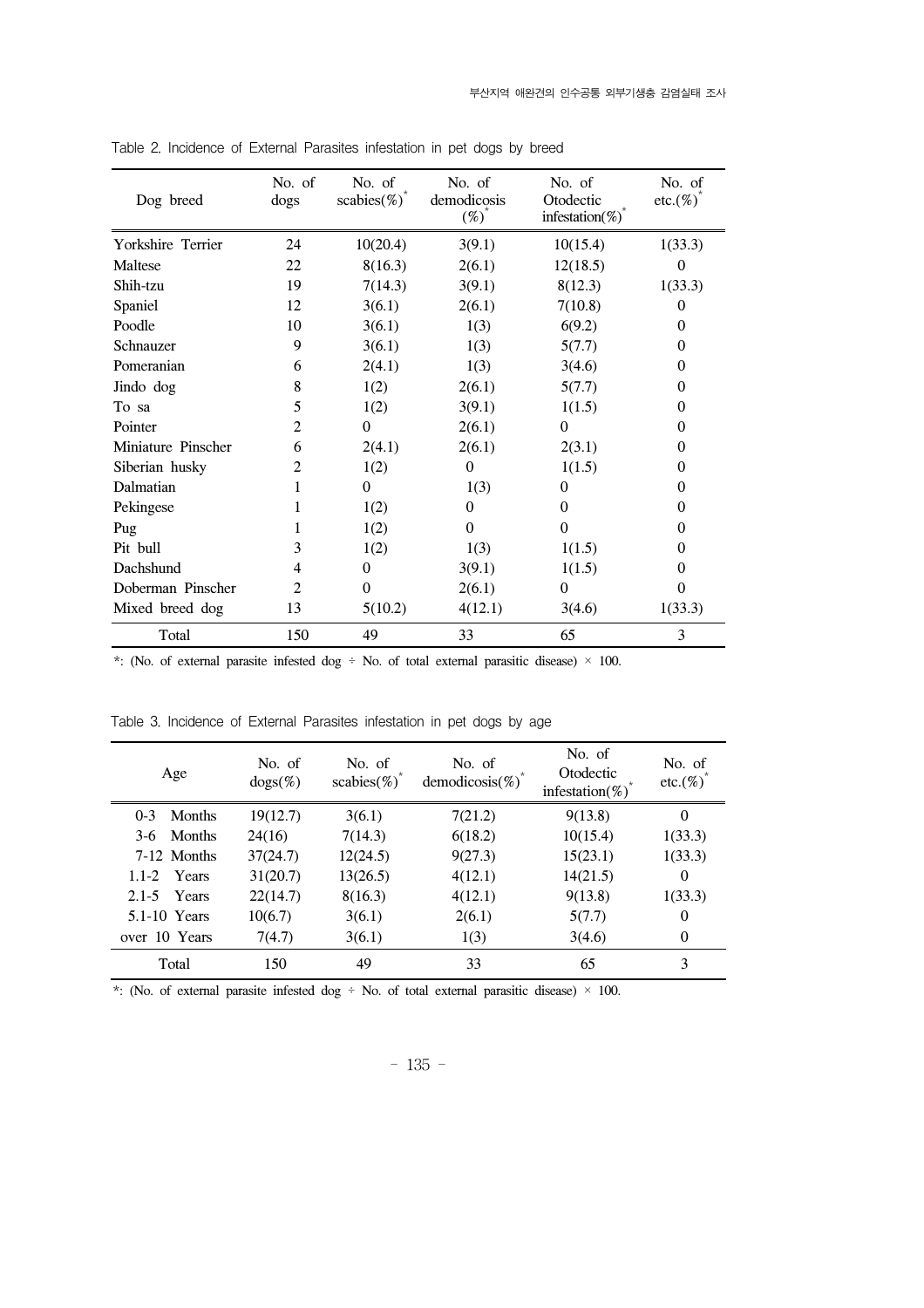Table 2. Incidence of External Parasites infestation in pet dogs by breed

| Dog breed | No. of dogs | No. of scabies(%)* | No. of demodicosis (%)* | No. of Otodectic infestation(%)* | No. of etc.(%)* |
|---|---|---|---|---|---|
| Yorkshire Terrier | 24 | 10(20.4) | 3(9.1) | 10(15.4) | 1(33.3) |
| Maltese | 22 | 8(16.3) | 2(6.1) | 12(18.5) | 0 |
| Shih-tzu | 19 | 7(14.3) | 3(9.1) | 8(12.3) | 1(33.3) |
| Spaniel | 12 | 3(6.1) | 2(6.1) | 7(10.8) | 0 |
| Poodle | 10 | 3(6.1) | 1(3) | 6(9.2) | 0 |
| Schnauzer | 9 | 3(6.1) | 1(3) | 5(7.7) | 0 |
| Pomeranian | 6 | 2(4.1) | 1(3) | 3(4.6) | 0 |
| Jindo dog | 8 | 1(2) | 2(6.1) | 5(7.7) | 0 |
| To sa | 5 | 1(2) | 3(9.1) | 1(1.5) | 0 |
| Pointer | 2 | 0 | 2(6.1) | 0 | 0 |
| Miniature Pinscher | 6 | 2(4.1) | 2(6.1) | 2(3.1) | 0 |
| Siberian husky | 2 | 1(2) | 0 | 1(1.5) | 0 |
| Dalmatian | 1 | 0 | 1(3) | 0 | 0 |
| Pekingese | 1 | 1(2) | 0 | 0 | 0 |
| Pug | 1 | 1(2) | 0 | 0 | 0 |
| Pit bull | 3 | 1(2) | 1(3) | 1(1.5) | 0 |
| Dachshund | 4 | 0 | 3(9.1) | 1(1.5) | 0 |
| Doberman Pinscher | 2 | 0 | 2(6.1) | 0 | 0 |
| Mixed breed dog | 13 | 5(10.2) | 4(12.1) | 3(4.6) | 1(33.3) |
| Total | 150 | 49 | 33 | 65 | 3 |

*: (No. of external parasite infested dog ÷ No. of total external parasitic disease) × 100.

Table 3. Incidence of External Parasites infestation in pet dogs by age

| Age | No. of dogs(%) | No. of scabies(%)* | No. of demodicosis(%)* | No. of Otodectic infestation(%)* | No. of etc.(%)* |
|---|---|---|---|---|---|
| 0-3 Months | 19(12.7) | 3(6.1) | 7(21.2) | 9(13.8) | 0 |
| 3-6 Months | 24(16) | 7(14.3) | 6(18.2) | 10(15.4) | 1(33.3) |
| 7-12 Months | 37(24.7) | 12(24.5) | 9(27.3) | 15(23.1) | 1(33.3) |
| 1.1-2 Years | 31(20.7) | 13(26.5) | 4(12.1) | 14(21.5) | 0 |
| 2.1-5 Years | 22(14.7) | 8(16.3) | 4(12.1) | 9(13.8) | 1(33.3) |
| 5.1-10 Years | 10(6.7) | 3(6.1) | 2(6.1) | 5(7.7) | 0 |
| over 10 Years | 7(4.7) | 3(6.1) | 1(3) | 3(4.6) | 0 |
| Total | 150 | 49 | 33 | 65 | 3 |

*: (No. of external parasite infested dog ÷ No. of total external parasitic disease) × 100.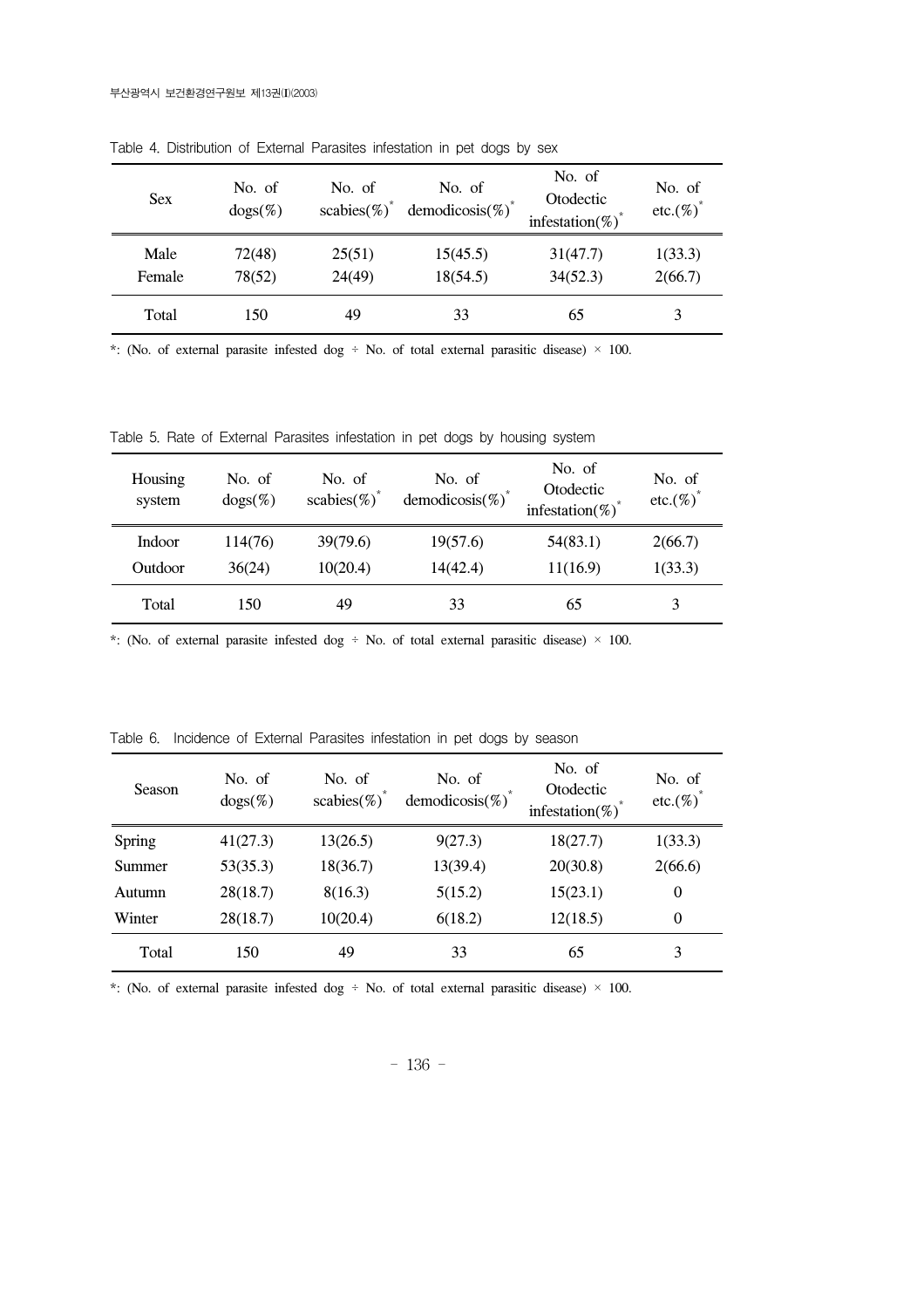Table 4. Distribution of External Parasites infestation in pet dogs by sex

| Sex | No. of dogs(%) | No. of scabies(%)* | No. of demodicosis(%)* | No. of Otodectic infestation(%)* | No. of etc.(%)* |
|---|---|---|---|---|---|
| Male | 72(48) | 25(51) | 15(45.5) | 31(47.7) | 1(33.3) |
| Female | 78(52) | 24(49) | 18(54.5) | 34(52.3) | 2(66.7) |
| Total | 150 | 49 | 33 | 65 | 3 |

*: (No. of external parasite infested dog ÷ No. of total external parasitic disease) × 100.

Table 5. Rate of External Parasites infestation in pet dogs by housing system

| Housing system | No. of dogs(%) | No. of scabies(%)* | No. of demodicosis(%)* | No. of Otodectic infestation(%)* | No. of etc.(%)* |
|---|---|---|---|---|---|
| Indoor | 114(76) | 39(79.6) | 19(57.6) | 54(83.1) | 2(66.7) |
| Outdoor | 36(24) | 10(20.4) | 14(42.4) | 11(16.9) | 1(33.3) |
| Total | 150 | 49 | 33 | 65 | 3 |

*: (No. of external parasite infested dog ÷ No. of total external parasitic disease) × 100.

Table 6. Incidence of External Parasites infestation in pet dogs by season

| Season | No. of dogs(%) | No. of scabies(%)* | No. of demodicosis(%)* | No. of Otodectic infestation(%)* | No. of etc.(%)* |
|---|---|---|---|---|---|
| Spring | 41(27.3) | 13(26.5) | 9(27.3) | 18(27.7) | 1(33.3) |
| Summer | 53(35.3) | 18(36.7) | 13(39.4) | 20(30.8) | 2(66.6) |
| Autumn | 28(18.7) | 8(16.3) | 5(15.2) | 15(23.1) | 0 |
| Winter | 28(18.7) | 10(20.4) | 6(18.2) | 12(18.5) | 0 |
| Total | 150 | 49 | 33 | 65 | 3 |

*: (No. of external parasite infested dog ÷ No. of total external parasitic disease) × 100.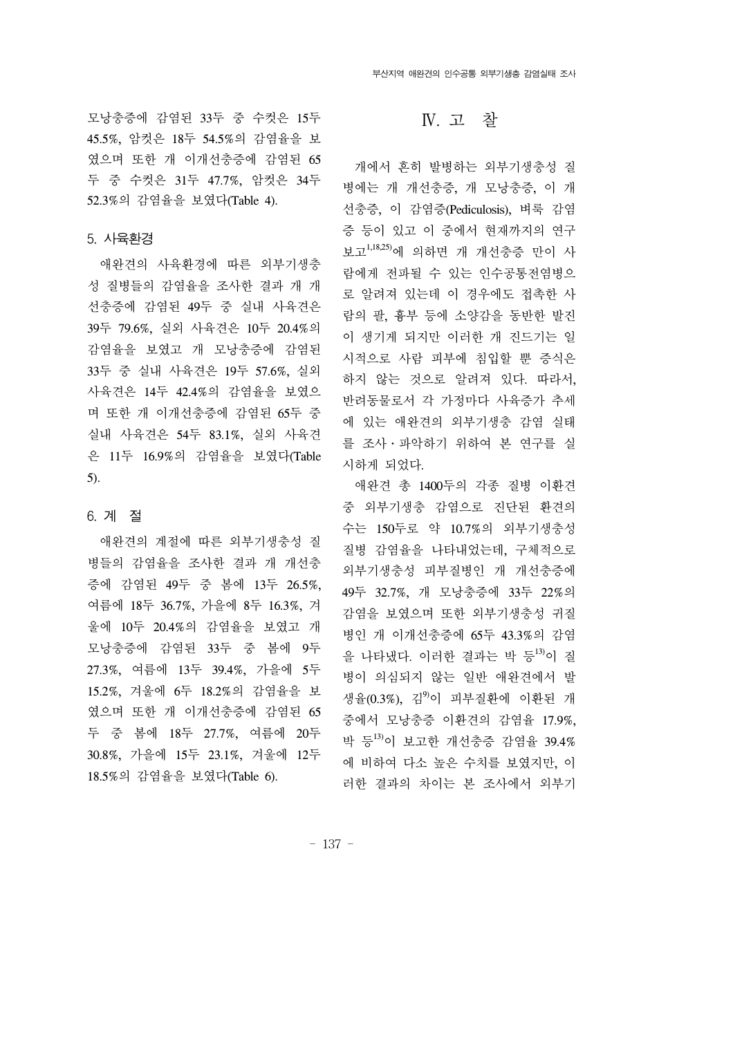모낭충증에 감염된 33두 중 수컷은 15두 45.5%, 암컷은 18두 54.5%의 감염율을 보였으며 또한 개 이개선충증에 감염된 65두 중 수컷은 31두 47.7%, 암컷은 34두 52.3%의 감염율을 보였다(Table 4).

### 5. 사육환경

애완견의 사육환경에 따른 외부기생충성 질병들의 감염율을 조사한 결과 개 개선충증에 감염된 49두 중 실내 사육견은 39두 79.6%, 실외 사육견은 10두 20.4%의 감염율을 보였고 개 모낭충증에 감염된 33두 중 실내 사육견은 19두 57.6%, 실외 사육견은 14두 42.4%의 감염율을 보였으며 또한 개 이개선충증에 감염된 65두 중 실내 사육견은 54두 83.1%, 실외 사육견은 11두 16.9%의 감염율을 보였다(Table 5).

### 6. 계 절

애완견의 계절에 따른 외부기생충성 질병들의 감염율을 조사한 결과 개 개선충증에 감염된 49두 중 봄에 13두 26.5%, 여름에 18두 36.7%, 가을에 8두 16.3%, 겨울에 10두 20.4%의 감염율을 보였고 개 모낭충증에 감염된 33두 중 봄에 9두 27.3%, 여름에 13두 39.4%, 가을에 5두 15.2%, 겨울에 6두 18.2%의 감염율을 보였으며 또한 개 이개선충증에 감염된 65두 중 봄에 18두 27.7%, 여름에 20두 30.8%, 가을에 15두 23.1%, 겨울에 12두 18.5%의 감염율을 보였다(Table 6).

## Ⅳ. 고 찰

개에서 흔히 발병하는 외부기생충성 질병에는 개 개선충증, 개 모낭충증, 이 개선충증, 이 감염증(Pediculosis), 벼룩 감염증 등이 있고 이 중에서 현재까지의 연구보고[1,18,25]에 의하면 개 개선충증 만이 사람에게 전파될 수 있는 인수공통전염병으로 알려져 있는데 이 경우에도 접촉한 사람의 팔, 흉부 등에 소양감을 동반한 발진이 생기게 되지만 이러한 개 진드기는 일시적으로 사람 피부에 침입할 뿐 증식은 하지 않는 것으로 알려져 있다. 따라서, 반려동물로서 각 가정마다 사육증가 추세에 있는 애완견의 외부기생충 감염 실태를 조사·파악하기 위하여 본 연구를 실시하게 되었다.

애완견 총 1400두의 각종 질병 이환견 중 외부기생충 감염으로 진단된 환견의 수는 150두로 약 10.7%의 외부기생충성 질병 감염율을 나타내었는데, 구체적으로 외부기생충성 피부질병인 개 개선충증에 49두 32.7%, 개 모낭충증에 33두 22%의 감염을 보였으며 또한 외부기생충성 귀질병인 개 이개선충증에 65두 43.3%의 감염을 나타냈다. 이러한 결과는 박 등[13]이 질병이 의심되지 않는 일반 애완견에서 발생율(0.3%), 김[9]이 피부질환에 이환된 개 중에서 모낭충증 이환견의 감염율 17.9%, 박 등[13]이 보고한 개선충증 감염율 39.4%에 비하여 다소 높은 수치를 보였지만, 이러한 결과의 차이는 본 조사에서 외부기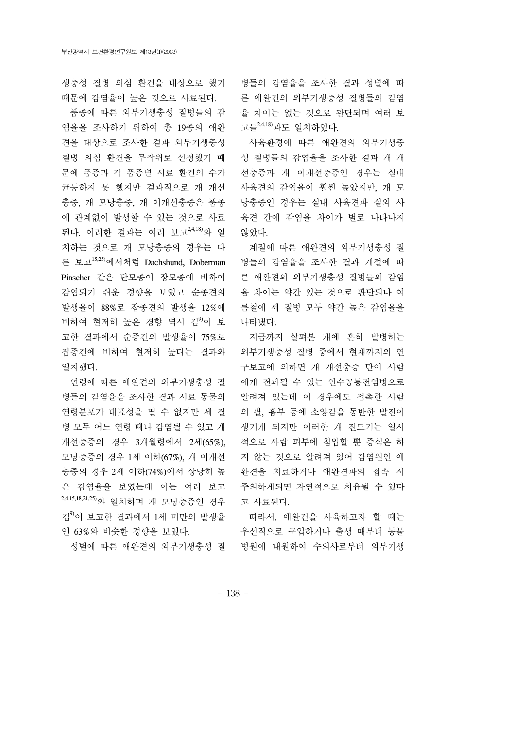생충성 질병 의심 환견을 대상으로 했기 때문에 감염율이 높은 것으로 사료된다.

품종에 따른 외부기생충성 질병들의 감염율을 조사하기 위하여 총 19종의 애완견을 대상으로 조사한 결과 외부기생충성 질병 의심 환견을 무작위로 선정했기 때문에 품종과 각 품종별 시료 환견의 수가 균등하지 못 했지만 결과적으로 개 개선충증, 개 모낭충증, 개 이개선충증은 품종에 관계없이 발생할 수 있는 것으로 사료된다. 이러한 결과는 여러 보고[2,4,18]와 일치하는 것으로 개 모낭충증의 경우는 다른 보고[15,25]에서처럼 Dachshund, Doberman Pinscher 같은 단모종이 장모종에 비하여 감염되기 쉬운 경향을 보였고 순종견의 발생율이 88%로 잡종견의 발생율 12%에 비하여 현저히 높은 경향 역시 김[9]이 보고한 결과에서 순종견의 발생율이 75%로 잡종견에 비하여 현저히 높다는 결과와 일치했다.

연령에 따른 애완견의 외부기생충성 질병들의 감염율을 조사한 결과 시료 동물의 연령분포가 대표성을 띨 수 없지만 세 질병 모두 어느 연령 때나 감염될 수 있고 개 개선충증의 경우 3개월령에서 2세(65%), 모낭충증의 경우 1세 이하(67%), 개 이개선충증의 경우 2세 이하(74%)에서 상당히 높은 감염율을 보였는데 이는 여러 보고[2,4,15,18,21,25]와 일치하며 개 모낭충증인 경우 김[9]이 보고한 결과에서 1세 미만의 발생율인 63%와 비슷한 경향을 보였다.

성별에 따른 애완견의 외부기생충성 질병들의 감염율을 조사한 결과 성별에 따른 애완견의 외부기생충성 질병들의 감염율 차이는 없는 것으로 판단되며 여러 보고들[2,4,18]과도 일치하였다.

사육환경에 따른 애완견의 외부기생충성 질병들의 감염율을 조사한 결과 개 개선충증과 개 이개선충증인 경우는 실내 사육견의 감염율이 훨씬 높았지만, 개 모낭충증인 경우는 실내 사육견과 실외 사육견 간에 감염율 차이가 별로 나타나지 않았다.

계절에 따른 애완견의 외부기생충성 질병들의 감염율을 조사한 결과 계절에 따른 애완견의 외부기생충성 질병들의 감염율 차이는 약간 있는 것으로 판단되나 여름철에 세 질병 모두 약간 높은 감염율을 나타냈다.

지금까지 살펴본 개에 흔히 발병하는 외부기생충성 질병 중에서 현재까지의 연구보고에 의하면 개 개선충증 만이 사람에게 전파될 수 있는 인수공통전염병으로 알려져 있는데 이 경우에도 접촉한 사람의 팔, 흉부 등에 소양감을 동반한 발진이 생기게 되지만 이러한 개 진드기는 일시적으로 사람 피부에 침입할 뿐 증식은 하지 않는 것으로 알려져 있어 감염원인 애완견을 치료하거나 애완견과의 접촉 시 주의하게되면 자연적으로 치유될 수 있다고 사료된다.

따라서, 애완견을 사육하고자 할 때는 우선적으로 구입하거나 출생 때부터 동물병원에 내원하여 수의사로부터 외부기생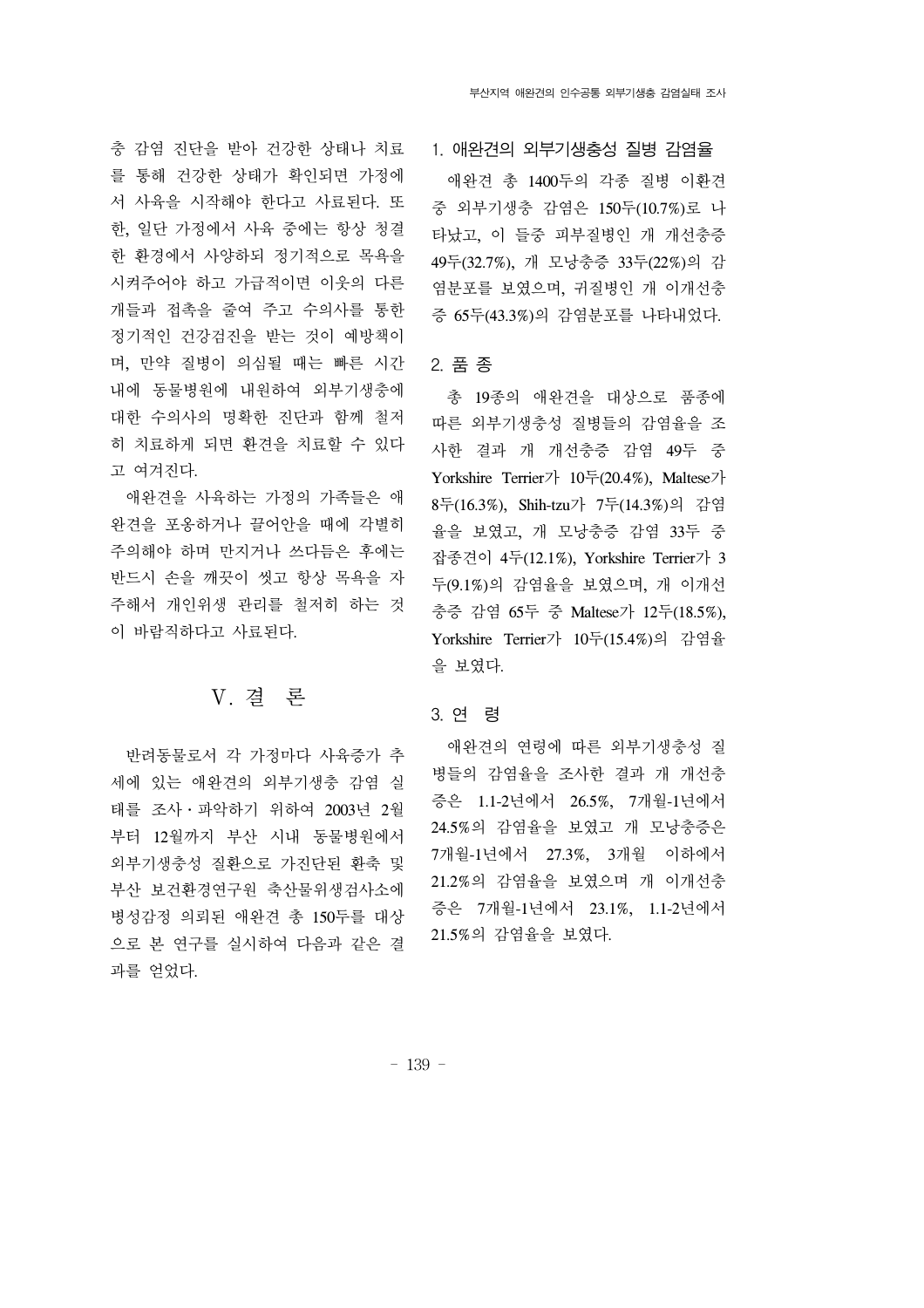충 감염 진단을 받아 건강한 상태나 치료를 통해 건강한 상태가 확인되면 가정에서 사육을 시작해야 한다고 사료된다. 또한, 일단 가정에서 사육 중에는 항상 청결한 환경에서 사양하되 정기적으로 목욕을 시켜주어야 하고 가급적이면 이웃의 다른 개들과 접촉을 줄여 주고 수의사를 통한 정기적인 건강검진을 받는 것이 예방책이며, 만약 질병이 의심될 때는 빠른 시간 내에 동물병원에 내원하여 외부기생충에 대한 수의사의 명확한 진단과 함께 철저히 치료하게 되면 환견을 치료할 수 있다고 여겨진다.

애완견을 사육하는 가정의 가족들은 애완견을 포옹하거나 끌어안을 때에 각별히 주의해야 하며 만지거나 쓰다듬은 후에는 반드시 손을 깨끗이 씻고 항상 목욕을 자주해서 개인위생 관리를 철저히 하는 것이 바람직하다고 사료된다.

# V. 결 론

반려동물로서 각 가정마다 사육증가 추세에 있는 애완견의 외부기생충 감염 실태를 조사·파악하기 위하여 2003년 2월부터 12월까지 부산 시내 동물병원에서 외부기생충성 질환으로 가진단된 환축 및 부산 보건환경연구원 축산물위생검사소에 병성감정 의뢰된 애완견 총 150두를 대상으로 본 연구를 실시하여 다음과 같은 결과를 얻었다.

## 1. 애완견의 외부기생충성 질병 감염율

애완견 총 1400두의 각종 질병 이환견 중 외부기생충 감염은 150두(10.7%)로 나타났고, 이 들중 피부질병인 개 개선충증 49두(32.7%), 개 모낭충증 33두(22%)의 감염분포를 보였으며, 귀질병인 개 이개선충증 65두(43.3%)의 감염분포를 나타내었다.

## 2. 품 종

총 19종의 애완견을 대상으로 품종에 따른 외부기생충성 질병들의 감염율을 조사한 결과 개 개선충증 감염 49두 중 Yorkshire Terrier가 10두(20.4%), Maltese가 8두(16.3%), Shih-tzu가 7두(14.3%)의 감염율을 보였고, 개 모낭충증 감염 33두 중 잡종견이 4두(12.1%), Yorkshire Terrier가 3두(9.1%)의 감염율을 보였으며, 개 이개선충증 감염 65두 중 Maltese가 12두(18.5%), Yorkshire Terrier가 10두(15.4%)의 감염율을 보였다.

## 3. 연 령

애완견의 연령에 따른 외부기생충성 질병들의 감염율을 조사한 결과 개 개선충증은 1.1-2년에서 26.5%, 7개월-1년에서 24.5%의 감염율을 보였고 개 모낭충증은 7개월-1년에서 27.3%, 3개월 이하에서 21.2%의 감염율을 보였으며 개 이개선충증은 7개월-1년에서 23.1%, 1.1-2년에서 21.5%의 감염율을 보였다.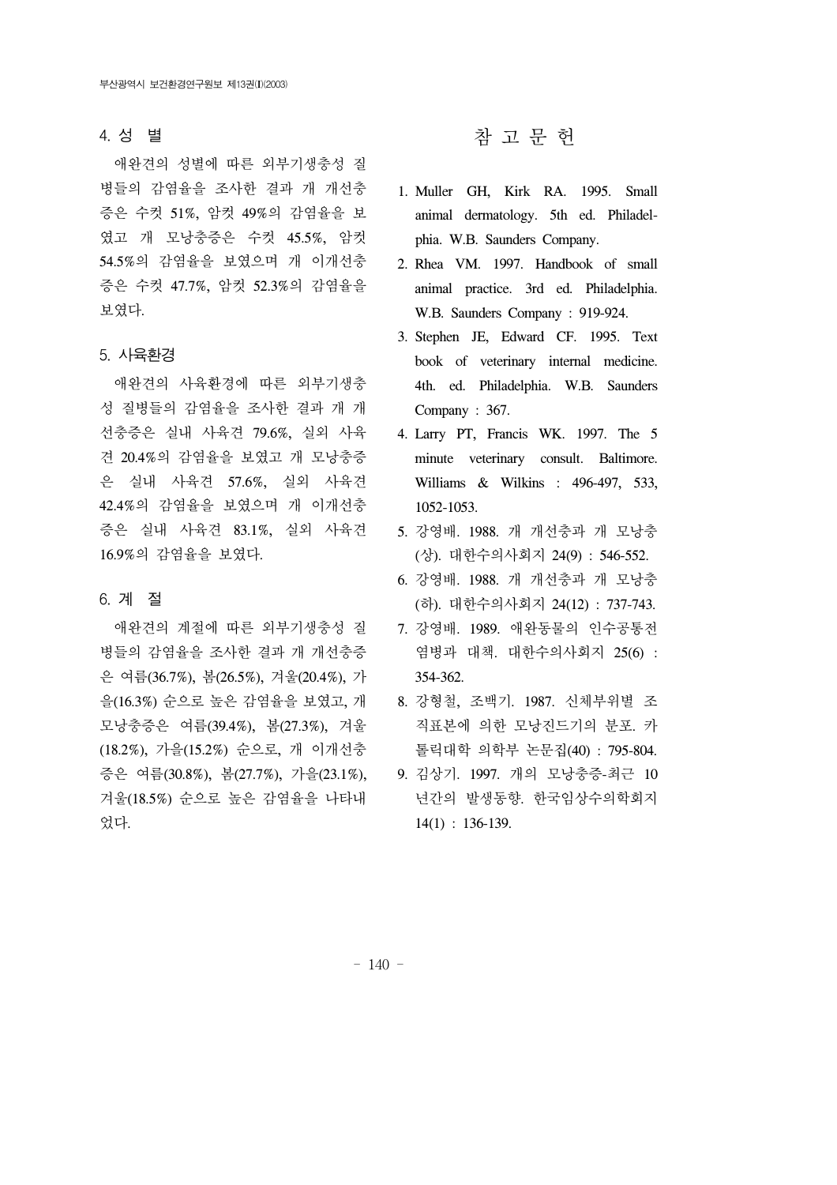### 4. 성　별

애완견의 성별에 따른 외부기생충성 질병들의 감염율을 조사한 결과 개 개선충증은 수컷 51%, 암컷 49%의 감염율을 보였고 개 모낭충증은 수컷 45.5%, 암컷 54.5%의 감염율을 보였으며 개 이개선충증은 수컷 47.7%, 암컷 52.3%의 감염율을 보였다.

### 5. 사육환경

애완견의 사육환경에 따른 외부기생충성 질병들의 감염율을 조사한 결과 개 개선충증은 실내 사육견 79.6%, 실외 사육견 20.4%의 감염율을 보였고 개 모낭충증은 실내 사육견 57.6%, 실외 사육견 42.4%의 감염율을 보였으며 개 이개선충증은 실내 사육견 83.1%, 실외 사육견 16.9%의 감염율을 보였다.

### 6. 계　절

애완견의 계절에 따른 외부기생충성 질병들의 감염율을 조사한 결과 개 개선충증은 여름(36.7%), 봄(26.5%), 겨울(20.4%), 가을(16.3%) 순으로 높은 감염율을 보였고, 개 모낭충증은 여름(39.4%), 봄(27.3%), 겨울(18.2%), 가을(15.2%) 순으로, 개 이개선충증은 여름(30.8%), 봄(27.7%), 가을(23.1%), 겨울(18.5%) 순으로 높은 감염율을 나타내었다.

## 참 고 문 헌

1. Muller GH, Kirk RA. 1995. Small animal dermatology. 5th ed. Philadelphia. W.B. Saunders Company.
2. Rhea VM. 1997. Handbook of small animal practice. 3rd ed. Philadelphia. W.B. Saunders Company : 919-924.
3. Stephen JE, Edward CF. 1995. Text book of veterinary internal medicine. 4th. ed. Philadelphia. W.B. Saunders Company : 367.
4. Larry PT, Francis WK. 1997. The 5 minute veterinary consult. Baltimore. Williams & Wilkins : 496-497, 533, 1052-1053.
5. 강영배. 1988. 개 개선충과 개 모낭충(상). 대한수의사회지 24(9) : 546-552.
6. 강영배. 1988. 개 개선충과 개 모낭충(하). 대한수의사회지 24(12) : 737-743.
7. 강영배. 1989. 애완동물의 인수공통전염병과 대책. 대한수의사회지 25(6) : 354-362.
8. 강형철, 조백기. 1987. 신체부위별 조직표본에 의한 모낭진드기의 분포. 카톨릭대학 의학부 논문집(40) : 795-804.
9. 김상기. 1997. 개의 모낭충증-최근 10년간의 발생동향. 한국임상수의학회지 14(1) : 136-139.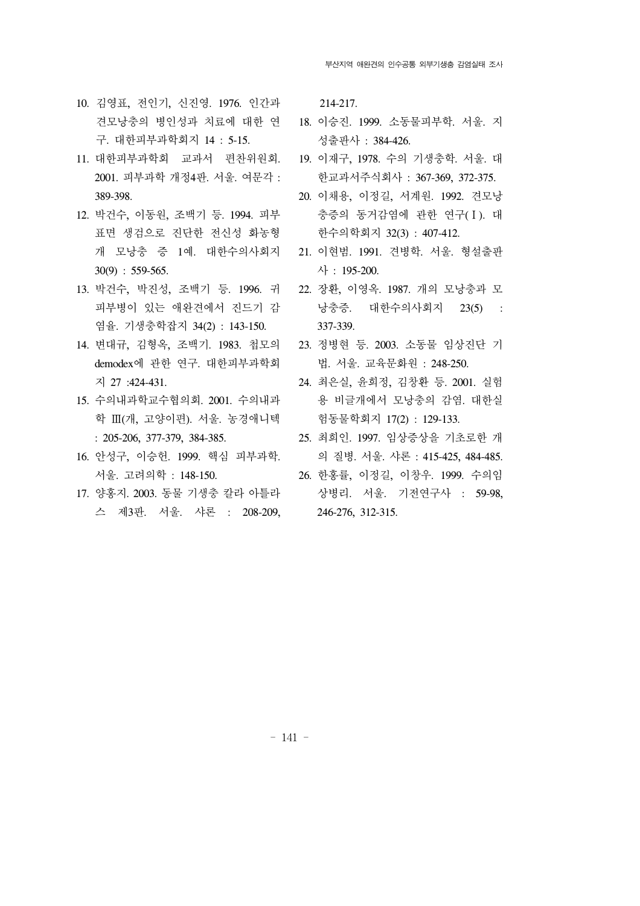10. 김영표, 전인기, 신진영. 1976. 인간과 견모낭충의 병인성과 치료에 대한 연구. 대한피부과학회지 14 : 5-15.
11. 대한피부과학회 교과서 편찬위원회. 2001. 피부과학 개정4판. 서울. 여문각 : 389-398.
12. 박건수, 이동원, 조백기 등. 1994. 피부 표면 생검으로 진단한 전신성 화농형 개 모낭충 증 1예. 대한수의사회지 30(9) : 559-565.
13. 박건수, 박진성, 조백기 등. 1996. 귀 피부병이 있는 애완견에서 진드기 감염율. 기생충학잡지 34(2) : 143-150.
14. 변대규, 김형옥, 조백기. 1983. 첩모의 demodex에 관한 연구. 대한피부과학회지 27 :424-431.
15. 수의내과학교수협의회. 2001. 수의내과학 Ⅲ(개, 고양이편). 서울. 농경애니텍 : 205-206, 377-379, 384-385.
16. 안성구, 이승헌. 1999. 핵심 피부과학. 서울. 고려의학 : 148-150.
17. 양홍지. 2003. 동물 기생충 칼라 아틀라스 제3판. 서울. 샤론 : 208-209, 214-217.
18. 이승진. 1999. 소동물피부학. 서울. 지성출판사 : 384-426.
19. 이재구, 1978. 수의 기생충학. 서울. 대한교과서주식회사 : 367-369, 372-375.
20. 이채용, 이정길, 서계원. 1992. 견모낭충증의 동거감염에 관한 연구(Ⅰ). 대한수의학회지 32(3) : 407-412.
21. 이현범. 1991. 견병학. 서울. 형설출판사 : 195-200.
22. 장환, 이영옥. 1987. 개의 모낭충과 모낭충증. 대한수의사회지 23(5) : 337-339.
23. 정병현 등. 2003. 소동물 임상진단 기법. 서울. 교육문화원 : 248-250.
24. 최은실, 윤희정, 김창환 등. 2001. 실험용 비글개에서 모낭충의 감염. 대한실험동물학회지 17(2) : 129-133.
25. 최희인. 1997. 임상증상을 기초로한 개의 질병. 서울. 샤론 : 415-425, 484-485.
26. 한홍률, 이정길, 이창우. 1999. 수의임상병리. 서울. 기전연구사 : 59-98, 246-276, 312-315.